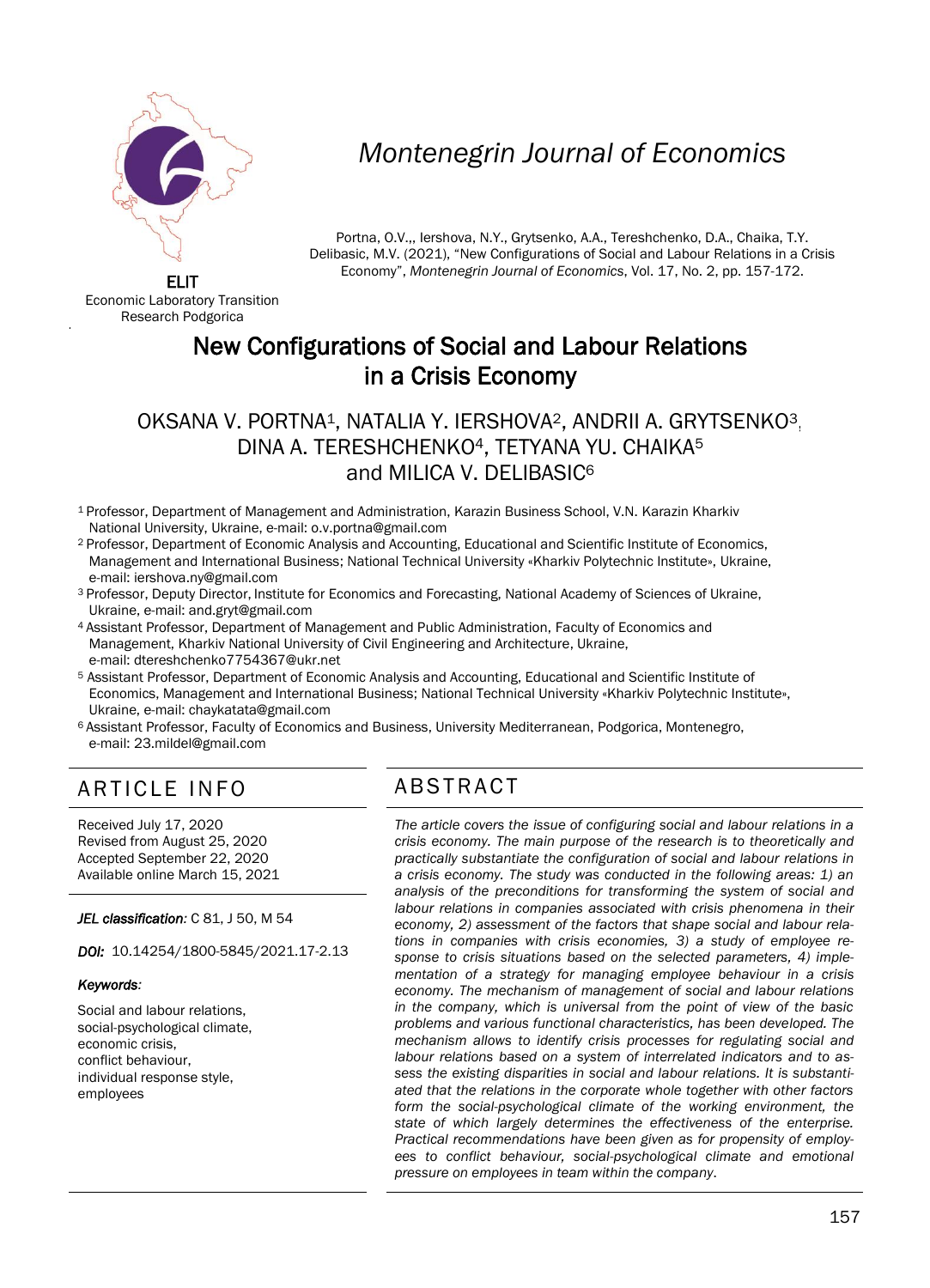Montenegrin Journal of Economics

ELIT
Economic Laboratory Transition Research Podgorica

Portna, O.V.,, Iershova, N.Y., Grytsenko, A.A., Tereshchenko, D.A., Chaika, T.Y. Delibasic, M.V. (2021), "New Configurations of Social and Labour Relations in a Crisis Economy", *Montenegrin Journal of Economics*, Vol. 17, No. 2, pp. 157-172.

# New Configurations of Social and Labour Relations in a Crisis Economy

OKSANA V. PORTNA[1], NATALIA Y. IERSHOVA[2], ANDRII A. GRYTSENKO[3], DINA A. TERESHCHENKO[4], TETYANA YU. CHAIKA[5] and MILICA V. DELIBASIC[6]

[1] Professor, Department of Management and Administration, Karazin Business School, V.N. Karazin Kharkiv National University, Ukraine, e-mail: o.v.portna@gmail.com

[2] Professor, Department of Economic Analysis and Accounting, Educational and Scientific Institute of Economics, Management and International Business; National Technical University «Kharkiv Polytechnic Institute», Ukraine, e-mail: iershova.ny@gmail.com

[3] Professor, Deputy Director, Institute for Economics and Forecasting, National Academy of Sciences of Ukraine, Ukraine, e-mail: and.gryt@gmail.com

[4] Assistant Professor, Department of Management and Public Administration, Faculty of Economics and Management, Kharkiv National University of Civil Engineering and Architecture, Ukraine, e-mail: dtereshchenko7754367@ukr.net

[5] Assistant Professor, Department of Economic Analysis and Accounting, Educational and Scientific Institute of Economics, Management and International Business; National Technical University «Kharkiv Polytechnic Institute», Ukraine, e-mail: chaykatata@gmail.com

[6] Assistant Professor, Faculty of Economics and Business, University Mediterranean, Podgorica, Montenegro, e-mail: 23.mildel@gmail.com

## ARTICLE INFO

Received July 17, 2020
Revised from August 25, 2020
Accepted September 22, 2020
Available online March 15, 2021

***JEL classification:*** C 81, J 50, M 54

***DOI:*** 10.14254/1800-5845/2021.17-2.13

***Keywords:***

Social and labour relations,
social-psychological climate,
economic crisis,
conflict behaviour,
individual response style,
employees

## ABSTRACT

*The article covers the issue of configuring social and labour relations in a crisis economy. The main purpose of the research is to theoretically and practically substantiate the configuration of social and labour relations in a crisis economy. The study was conducted in the following areas: 1) an analysis of the preconditions for transforming the system of social and labour relations in companies associated with crisis phenomena in their economy, 2) assessment of the factors that shape social and labour relations in companies with crisis economies, 3) a study of employee response to crisis situations based on the selected parameters, 4) implementation of a strategy for managing employee behaviour in a crisis economy. The mechanism of management of social and labour relations in the company, which is universal from the point of view of the basic problems and various functional characteristics, has been developed. The mechanism allows to identify crisis processes for regulating social and labour relations based on a system of interrelated indicators and to assess the existing disparities in social and labour relations. It is substantiated that the relations in the corporate whole together with other factors form the social-psychological climate of the working environment, the state of which largely determines the effectiveness of the enterprise. Practical recommendations have been given as for propensity of employees to conflict behaviour, social-psychological climate and emotional pressure on employees in team within the company.*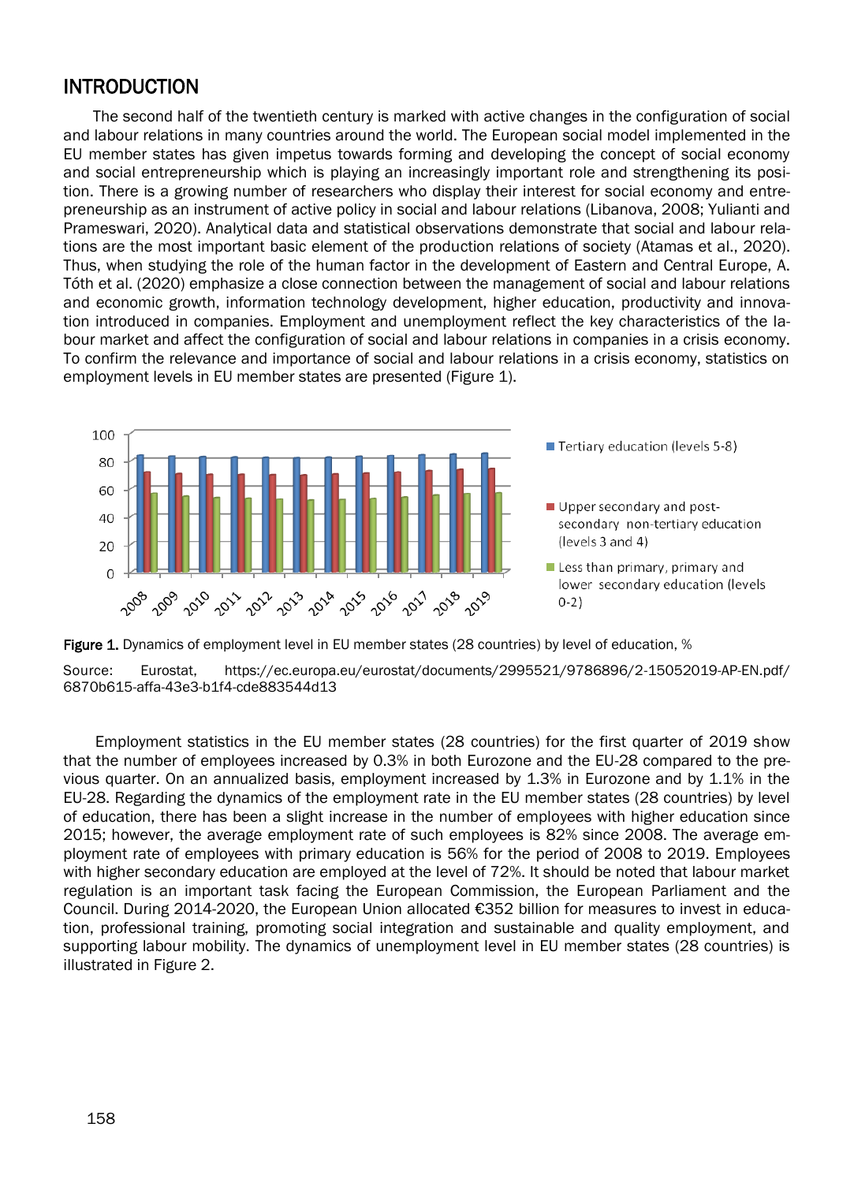## INTRODUCTION

The second half of the twentieth century is marked with active changes in the configuration of social and labour relations in many countries around the world. The European social model implemented in the EU member states has given impetus towards forming and developing the concept of social economy and social entrepreneurship which is playing an increasingly important role and strengthening its position. There is a growing number of researchers who display their interest for social economy and entrepreneurship as an instrument of active policy in social and labour relations (Libanova, 2008; Yulianti and Prameswari, 2020). Analytical data and statistical observations demonstrate that social and labour relations are the most important basic element of the production relations of society (Atamas et al., 2020). Thus, when studying the role of the human factor in the development of Eastern and Central Europe, A. Tóth et al. (2020) emphasize a close connection between the management of social and labour relations and economic growth, information technology development, higher education, productivity and innovation introduced in companies. Employment and unemployment reflect the key characteristics of the labour market and affect the configuration of social and labour relations in companies in a crisis economy. To confirm the relevance and importance of social and labour relations in a crisis economy, statistics on employment levels in EU member states are presented (Figure 1).

**Figure 1.** Dynamics of employment level in EU member states (28 countries) by level of education, %

Source: Eurostat, https://ec.europa.eu/eurostat/documents/2995521/9786896/2-15052019-AP-EN.pdf/6870b615-affa-43e3-b1f4-cde883544d13

Employment statistics in the EU member states (28 countries) for the first quarter of 2019 show that the number of employees increased by 0.3% in both Eurozone and the EU-28 compared to the previous quarter. On an annualized basis, employment increased by 1.3% in Eurozone and by 1.1% in the EU-28. Regarding the dynamics of the employment rate in the EU member states (28 countries) by level of education, there has been a slight increase in the number of employees with higher education since 2015; however, the average employment rate of such employees is 82% since 2008. The average employment rate of employees with primary education is 56% for the period of 2008 to 2019. Employees with higher secondary education are employed at the level of 72%. It should be noted that labour market regulation is an important task facing the European Commission, the European Parliament and the Council. During 2014-2020, the European Union allocated €352 billion for measures to invest in education, professional training, promoting social integration and sustainable and quality employment, and supporting labour mobility. The dynamics of unemployment level in EU member states (28 countries) is illustrated in Figure 2.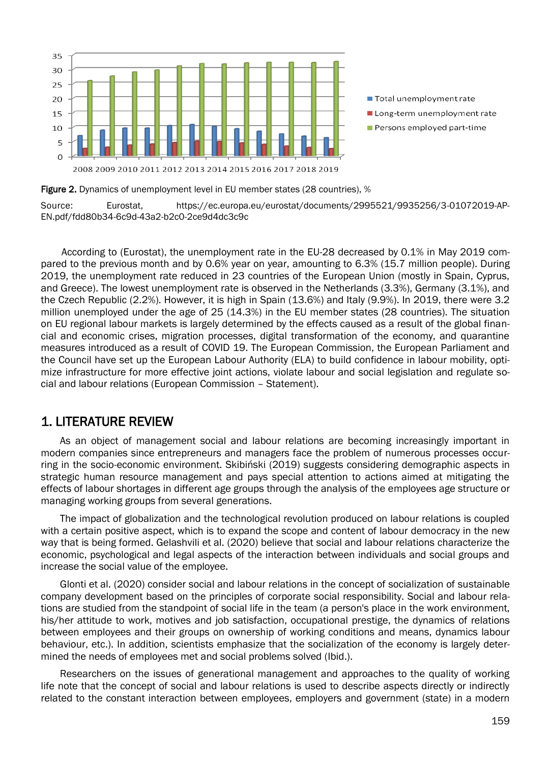Figure 2. Dynamics of unemployment level in EU member states (28 countries), %

Source: Eurostat, https://ec.europa.eu/eurostat/documents/2995521/9935256/3-01072019-AP-EN.pdf/fdd80b34-6c9d-43a2-b2c0-2ce9d4dc3c9c

According to (Eurostat), the unemployment rate in the EU-28 decreased by 0.1% in May 2019 compared to the previous month and by 0.6% year on year, amounting to 6.3% (15.7 million people). During 2019, the unemployment rate reduced in 23 countries of the European Union (mostly in Spain, Cyprus, and Greece). The lowest unemployment rate is observed in the Netherlands (3.3%), Germany (3.1%), and the Czech Republic (2.2%). However, it is high in Spain (13.6%) and Italy (9.9%). In 2019, there were 3.2 million unemployed under the age of 25 (14.3%) in the EU member states (28 countries). The situation on EU regional labour markets is largely determined by the effects caused as a result of the global financial and economic crises, migration processes, digital transformation of the economy, and quarantine measures introduced as a result of COVID 19. The European Commission, the European Parliament and the Council have set up the European Labour Authority (ELA) to build confidence in labour mobility, optimize infrastructure for more effective joint actions, violate labour and social legislation and regulate social and labour relations (European Commission – Statement).

## 1. LITERATURE REVIEW

As an object of management social and labour relations are becoming increasingly important in modern companies since entrepreneurs and managers face the problem of numerous processes occurring in the socio-economic environment. Skibiński (2019) suggests considering demographic aspects in strategic human resource management and pays special attention to actions aimed at mitigating the effects of labour shortages in different age groups through the analysis of the employees age structure or managing working groups from several generations.

The impact of globalization and the technological revolution produced on labour relations is coupled with a certain positive aspect, which is to expand the scope and content of labour democracy in the new way that is being formed. Gelashvili et al. (2020) believe that social and labour relations characterize the economic, psychological and legal aspects of the interaction between individuals and social groups and increase the social value of the employee.

Glonti et al. (2020) consider social and labour relations in the concept of socialization of sustainable company development based on the principles of corporate social responsibility. Social and labour relations are studied from the standpoint of social life in the team (a person's place in the work environment, his/her attitude to work, motives and job satisfaction, occupational prestige, the dynamics of relations between employees and their groups on ownership of working conditions and means, dynamics labour behaviour, etc.). In addition, scientists emphasize that the socialization of the economy is largely determined the needs of employees met and social problems solved (Ibid.).

Researchers on the issues of generational management and approaches to the quality of working life note that the concept of social and labour relations is used to describe aspects directly or indirectly related to the constant interaction between employees, employers and government (state) in a modern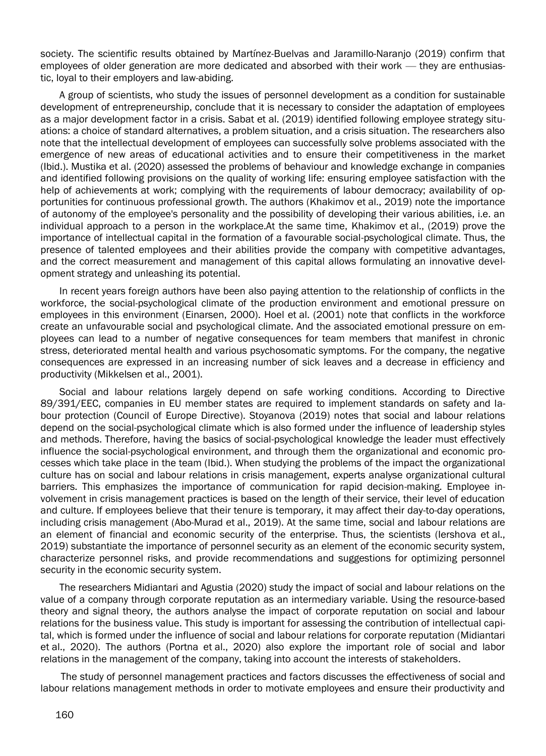society. The scientific results obtained by Martínez-Buelvas and Jaramillo-Naranjo (2019) confirm that employees of older generation are more dedicated and absorbed with their work — they are enthusiastic, loyal to their employers and law-abiding.

A group of scientists, who study the issues of personnel development as a condition for sustainable development of entrepreneurship, conclude that it is necessary to consider the adaptation of employees as a major development factor in a crisis. Sabat et al. (2019) identified following employee strategy situations: a choice of standard alternatives, a problem situation, and a crisis situation. The researchers also note that the intellectual development of employees can successfully solve problems associated with the emergence of new areas of educational activities and to ensure their competitiveness in the market (Ibid.). Mustika et al. (2020) assessed the problems of behaviour and knowledge exchange in companies and identified following provisions on the quality of working life: ensuring employee satisfaction with the help of achievements at work; complying with the requirements of labour democracy; availability of opportunities for continuous professional growth. The authors (Khakimov et al., 2019) note the importance of autonomy of the employee's personality and the possibility of developing their various abilities, i.e. an individual approach to a person in the workplace.At the same time, Khakimov et al., (2019) prove the importance of intellectual capital in the formation of a favourable social-psychological climate. Thus, the presence of talented employees and their abilities provide the company with competitive advantages, and the correct measurement and management of this capital allows formulating an innovative development strategy and unleashing its potential.

In recent years foreign authors have been also paying attention to the relationship of conflicts in the workforce, the social-psychological climate of the production environment and emotional pressure on employees in this environment (Einarsen, 2000). Hoel et al. (2001) note that conflicts in the workforce create an unfavourable social and psychological climate. And the associated emotional pressure on employees can lead to a number of negative consequences for team members that manifest in chronic stress, deteriorated mental health and various psychosomatic symptoms. For the company, the negative consequences are expressed in an increasing number of sick leaves and a decrease in efficiency and productivity (Mikkelsen et al., 2001).

Social and labour relations largely depend on safe working conditions. According to Directive 89/391/EEC, companies in EU member states are required to implement standards on safety and labour protection (Council of Europe Directive). Stoyanova (2019) notes that social and labour relations depend on the social-psychological climate which is also formed under the influence of leadership styles and methods. Therefore, having the basics of social-psychological knowledge the leader must effectively influence the social-psychological environment, and through them the organizational and economic processes which take place in the team (Ibid.). When studying the problems of the impact the organizational culture has on social and labour relations in crisis management, experts analyse organizational cultural barriers. This emphasizes the importance of communication for rapid decision-making. Employee involvement in crisis management practices is based on the length of their service, their level of education and culture. If employees believe that their tenure is temporary, it may affect their day-to-day operations, including crisis management (Abo-Murad et al., 2019). At the same time, social and labour relations are an element of financial and economic security of the enterprise. Thus, the scientists (Iershova et al., 2019) substantiate the importance of personnel security as an element of the economic security system, characterize personnel risks, and provide recommendations and suggestions for optimizing personnel security in the economic security system.

The researchers Midiantari and Agustia (2020) study the impact of social and labour relations on the value of a company through corporate reputation as an intermediary variable. Using the resource-based theory and signal theory, the authors analyse the impact of corporate reputation on social and labour relations for the business value. This study is important for assessing the contribution of intellectual capital, which is formed under the influence of social and labour relations for corporate reputation (Midiantari et al., 2020). The authors (Portna et al., 2020) also explore the important role of social and labor relations in the management of the company, taking into account the interests of stakeholders.

The study of personnel management practices and factors discusses the effectiveness of social and labour relations management methods in order to motivate employees and ensure their productivity and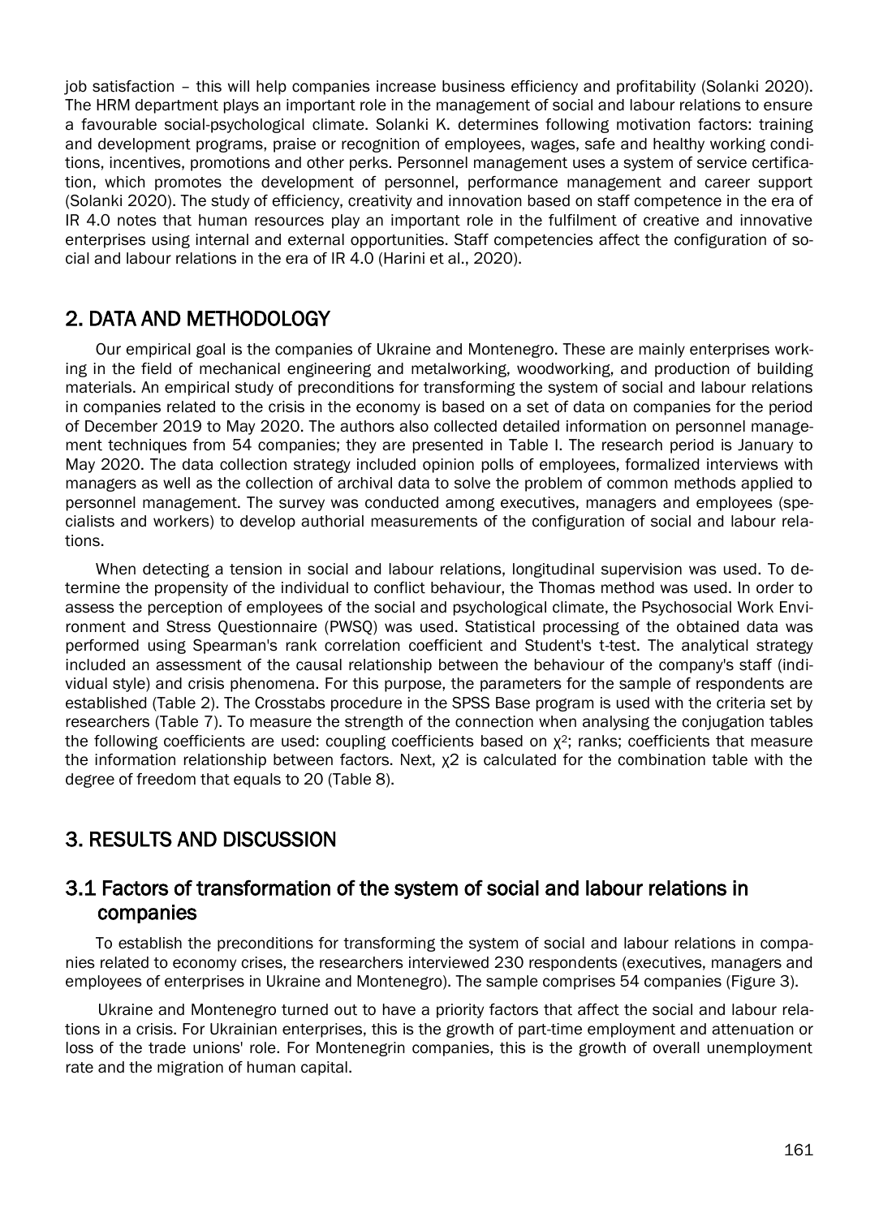job satisfaction – this will help companies increase business efficiency and profitability (Solanki 2020). The HRM department plays an important role in the management of social and labour relations to ensure a favourable social-psychological climate. Solanki K. determines following motivation factors: training and development programs, praise or recognition of employees, wages, safe and healthy working conditions, incentives, promotions and other perks. Personnel management uses a system of service certification, which promotes the development of personnel, performance management and career support (Solanki 2020). The study of efficiency, creativity and innovation based on staff competence in the era of IR 4.0 notes that human resources play an important role in the fulfilment of creative and innovative enterprises using internal and external opportunities. Staff competencies affect the configuration of social and labour relations in the era of IR 4.0 (Harini et al., 2020).

## 2. DATA AND METHODOLOGY

Our empirical goal is the companies of Ukraine and Montenegro. These are mainly enterprises working in the field of mechanical engineering and metalworking, woodworking, and production of building materials. An empirical study of preconditions for transforming the system of social and labour relations in companies related to the crisis in the economy is based on a set of data on companies for the period of December 2019 to May 2020. The authors also collected detailed information on personnel management techniques from 54 companies; they are presented in Table I. The research period is January to May 2020. The data collection strategy included opinion polls of employees, formalized interviews with managers as well as the collection of archival data to solve the problem of common methods applied to personnel management. The survey was conducted among executives, managers and employees (specialists and workers) to develop authorial measurements of the configuration of social and labour relations.

When detecting a tension in social and labour relations, longitudinal supervision was used. To determine the propensity of the individual to conflict behaviour, the Thomas method was used. In order to assess the perception of employees of the social and psychological climate, the Psychosocial Work Environment and Stress Questionnaire (PWSQ) was used. Statistical processing of the obtained data was performed using Spearman's rank correlation coefficient and Student's t-test. The analytical strategy included an assessment of the causal relationship between the behaviour of the company's staff (individual style) and crisis phenomena. For this purpose, the parameters for the sample of respondents are established (Table 2). The Crosstabs procedure in the SPSS Base program is used with the criteria set by researchers (Table 7). To measure the strength of the connection when analysing the conjugation tables the following coefficients are used: coupling coefficients based on $\chi^2$; ranks; coefficients that measure the information relationship between factors. Next, $\chi 2$ is calculated for the combination table with the degree of freedom that equals to 20 (Table 8).

## 3. RESULTS AND DISCUSSION

### 3.1 Factors of transformation of the system of social and labour relations in companies

To establish the preconditions for transforming the system of social and labour relations in companies related to economy crises, the researchers interviewed 230 respondents (executives, managers and employees of enterprises in Ukraine and Montenegro). The sample comprises 54 companies (Figure 3).

Ukraine and Montenegro turned out to have a priority factors that affect the social and labour relations in a crisis. For Ukrainian enterprises, this is the growth of part-time employment and attenuation or loss of the trade unions' role. For Montenegrin companies, this is the growth of overall unemployment rate and the migration of human capital.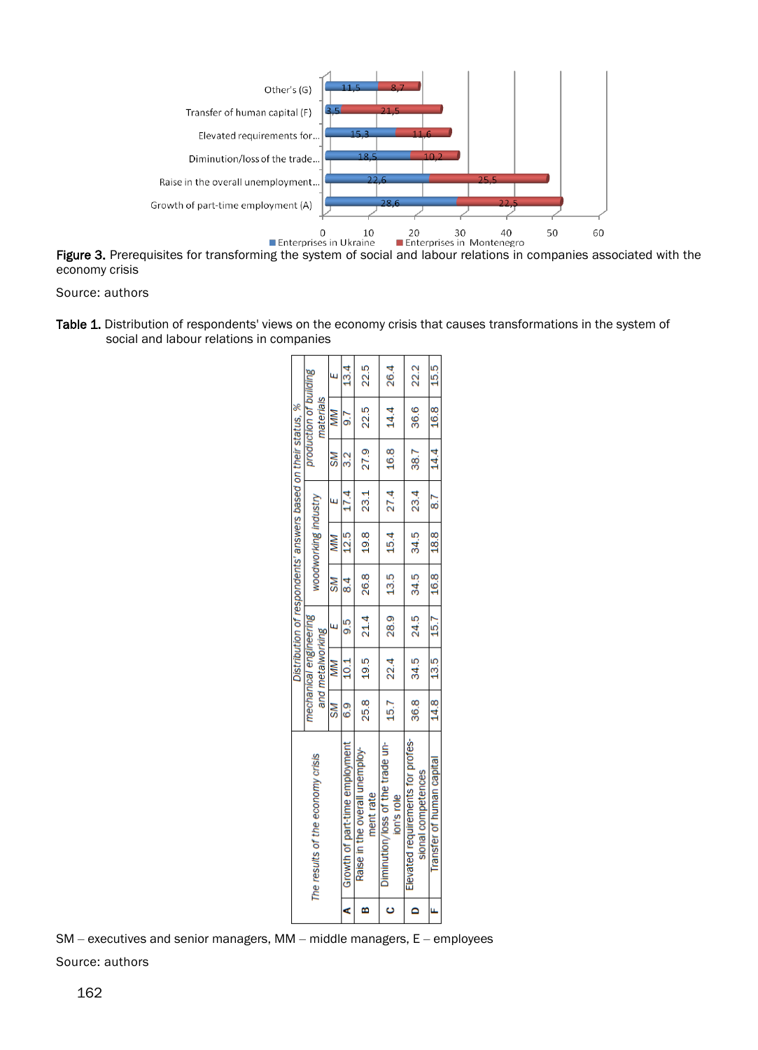**Figure 3.** Prerequisites for transforming the system of social and labour relations in companies associated with the economy crisis

Source: authors

**Table 1.** Distribution of respondents' views on the economy crisis that causes transformations in the system of social and labour relations in companies

| | The results of the economy crisis | Distribution of respondents' answers based on their status, % | | | | | | | | |
|---|---|---|---|---|---|---|---|---|---|---|
| | | *mechanical engineering and metalworking* | | | *woodworking industry* | | | *production of building materials* | | |
| | | SM | MM | E | SM | MM | E | SM | MM | E |
| **A** | Growth of part-time employment | 6.9 | 10.1 | 9.5 | 8.4 | 12.5 | 17.4 | 3.2 | 9.7 | 13.4 |
| **B** | Raise in the overall unemployment rate | 25.8 | 19.5 | 21.4 | 26.8 | 19.8 | 23.1 | 27.9 | 22.5 | 22.5 |
| **C** | Diminution/loss of the trade union's role | 15.7 | 22.4 | 28.9 | 13.5 | 15.4 | 27.4 | 16.8 | 14.4 | 26.4 |
| **D** | Elevated requirements for professional competences | 36.8 | 34.5 | 24.5 | 34.5 | 34.5 | 23.4 | 38.7 | 36.6 | 22.2 |
| **F** | Transfer of human capital | 14.8 | 13.5 | 15.7 | 16.8 | 18.8 | 8.7 | 14.4 | 16.8 | 15.5 |

SM – executives and senior managers, MM – middle managers, E – employees

Source: authors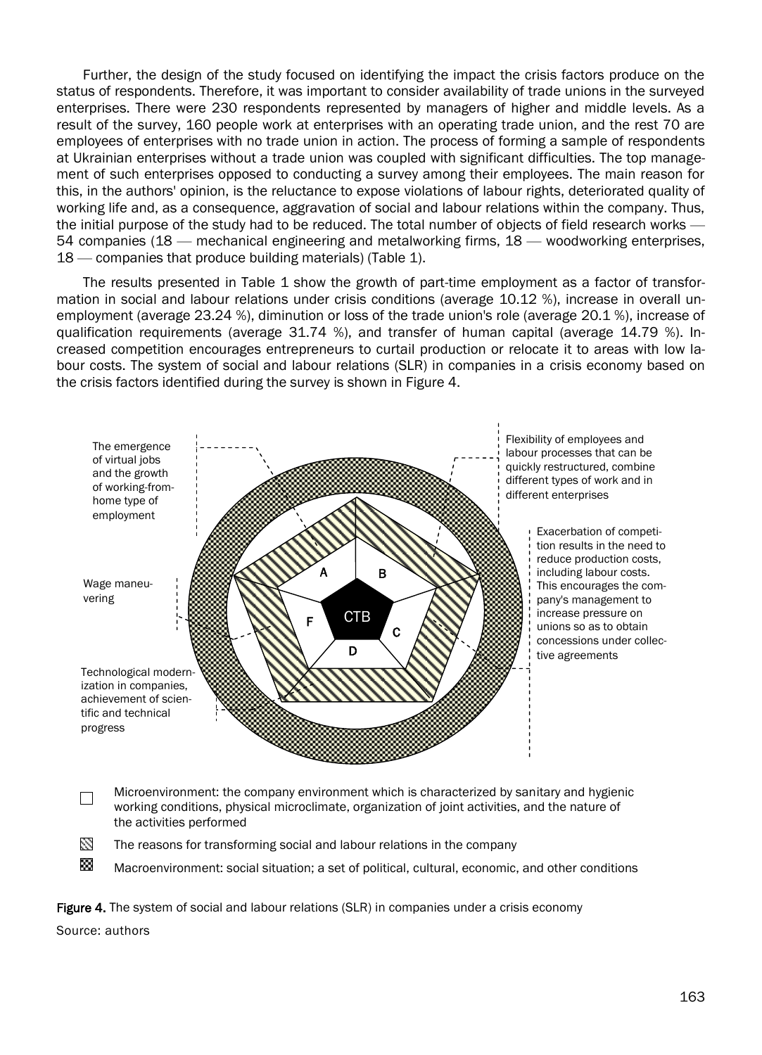Further, the design of the study focused on identifying the impact the crisis factors produce on the status of respondents. Therefore, it was important to consider availability of trade unions in the surveyed enterprises. There were 230 respondents represented by managers of higher and middle levels. As a result of the survey, 160 people work at enterprises with an operating trade union, and the rest 70 are employees of enterprises with no trade union in action. The process of forming a sample of respondents at Ukrainian enterprises without a trade union was coupled with significant difficulties. The top management of such enterprises opposed to conducting a survey among their employees. The main reason for this, in the authors' opinion, is the reluctance to expose violations of labour rights, deteriorated quality of working life and, as a consequence, aggravation of social and labour relations within the company. Thus, the initial purpose of the study had to be reduced. The total number of objects of field research works — 54 companies (18 — mechanical engineering and metalworking firms, 18 — woodworking enterprises, 18 — companies that produce building materials) (Table 1).

The results presented in Table 1 show the growth of part-time employment as a factor of transformation in social and labour relations under crisis conditions (average 10.12 %), increase in overall unemployment (average 23.24 %), diminution or loss of the trade union's role (average 20.1 %), increase of qualification requirements (average 31.74 %), and transfer of human capital (average 14.79 %). Increased competition encourages entrepreneurs to curtail production or relocate it to areas with low labour costs. The system of social and labour relations (SLR) in companies in a crisis economy based on the crisis factors identified during the survey is shown in Figure 4.

The emergence of virtual jobs and the growth of working-from-home type of employment

Flexibility of employees and labour processes that can be quickly restructured, combine different types of work and in different enterprises

Exacerbation of competition results in the need to reduce production costs, including labour costs. This encourages the company's management to increase pressure on unions so as to obtain concessions under collective agreements

Wage maneuvering

Technological modernization in companies, achievement of scientific and technical progress

A B C D F CTB

Microenvironment: the company environment which is characterized by sanitary and hygienic working conditions, physical microclimate, organization of joint activities, and the nature of the activities performed

The reasons for transforming social and labour relations in the company

Macroenvironment: social situation; a set of political, cultural, economic, and other conditions

**Figure 4.** The system of social and labour relations (SLR) in companies under a crisis economy

Source: authors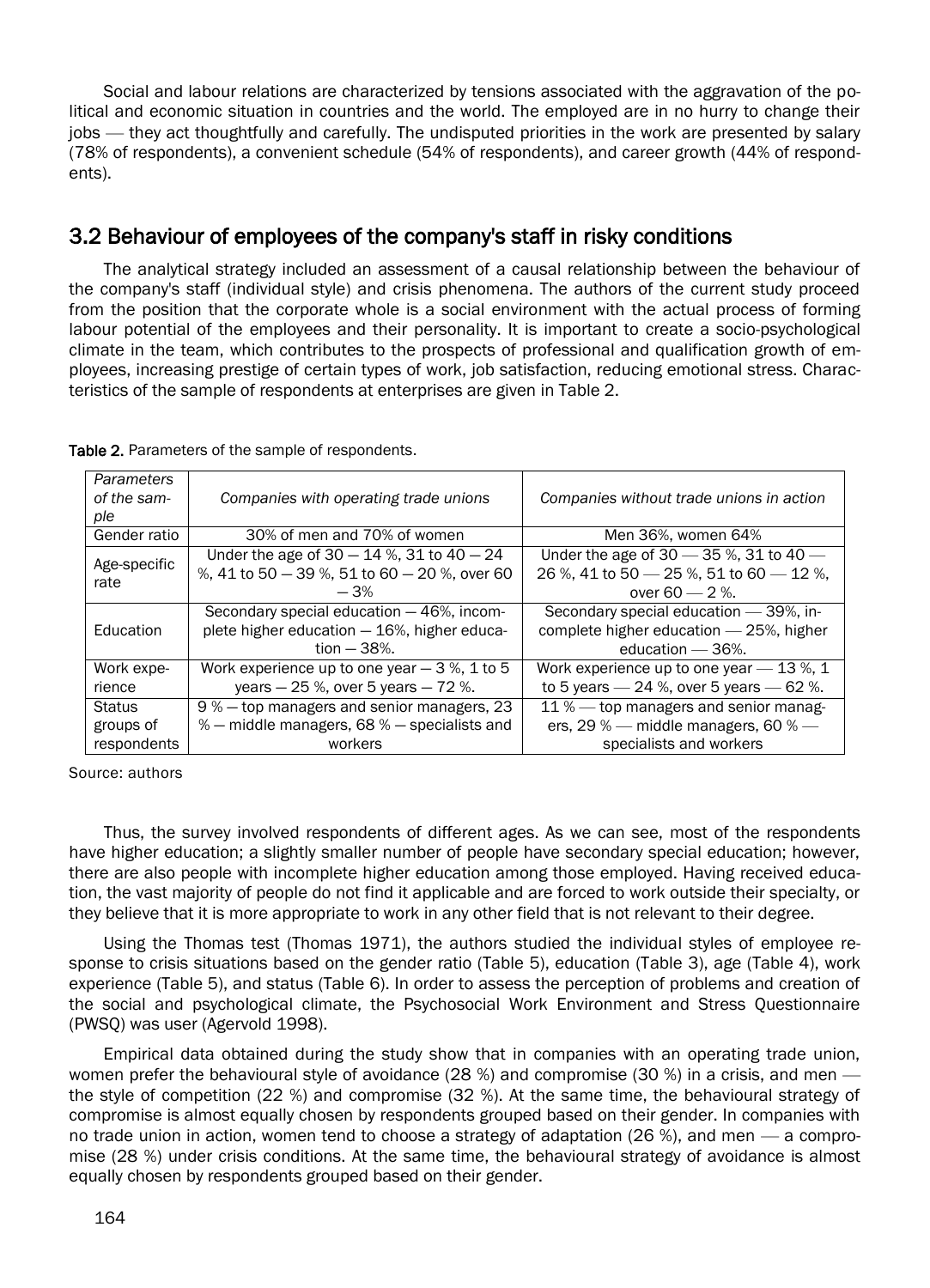Social and labour relations are characterized by tensions associated with the aggravation of the political and economic situation in countries and the world. The employed are in no hurry to change their jobs — they act thoughtfully and carefully. The undisputed priorities in the work are presented by salary (78% of respondents), a convenient schedule (54% of respondents), and career growth (44% of respondents).

## 3.2 Behaviour of employees of the company's staff in risky conditions

The analytical strategy included an assessment of a causal relationship between the behaviour of the company's staff (individual style) and crisis phenomena. The authors of the current study proceed from the position that the corporate whole is a social environment with the actual process of forming labour potential of the employees and their personality. It is important to create a socio-psychological climate in the team, which contributes to the prospects of professional and qualification growth of employees, increasing prestige of certain types of work, job satisfaction, reducing emotional stress. Characteristics of the sample of respondents at enterprises are given in Table 2.

**Table 2.** Parameters of the sample of respondents.

| *Parameters of the sample* | *Companies with operating trade unions* | *Companies without trade unions in action* |
|---|---|---|
| Gender ratio | 30% of men and 70% of women | Men 36%, women 64% |
| Age-specific rate | Under the age of 30 — 14 %, 31 to 40 — 24 %, 41 to 50 — 39 %, 51 to 60 — 20 %, over 60 — 3% | Under the age of 30 — 35 %, 31 to 40 — 26 %, 41 to 50 — 25 %, 51 to 60 — 12 %, over 60 — 2 %. |
| Education | Secondary special education — 46%, incomplete higher education — 16%, higher education — 38%. | Secondary special education — 39%, incomplete higher education — 25%, higher education — 36%. |
| Work experience | Work experience up to one year — 3 %, 1 to 5 years — 25 %, over 5 years — 72 %. | Work experience up to one year — 13 %, 1 to 5 years — 24 %, over 5 years — 62 %. |
| Status groups of respondents | 9 % — top managers and senior managers, 23 % — middle managers, 68 % — specialists and workers | 11 % — top managers and senior managers, 29 % — middle managers, 60 % — specialists and workers |

Source: authors

Thus, the survey involved respondents of different ages. As we can see, most of the respondents have higher education; a slightly smaller number of people have secondary special education; however, there are also people with incomplete higher education among those employed. Having received education, the vast majority of people do not find it applicable and are forced to work outside their specialty, or they believe that it is more appropriate to work in any other field that is not relevant to their degree.

Using the Thomas test (Thomas 1971), the authors studied the individual styles of employee response to crisis situations based on the gender ratio (Table 5), education (Table 3), age (Table 4), work experience (Table 5), and status (Table 6). In order to assess the perception of problems and creation of the social and psychological climate, the Psychosocial Work Environment and Stress Questionnaire (PWSQ) was user (Agervold 1998).

Empirical data obtained during the study show that in companies with an operating trade union, women prefer the behavioural style of avoidance (28 %) and compromise (30 %) in a crisis, and men — the style of competition (22 %) and compromise (32 %). At the same time, the behavioural strategy of compromise is almost equally chosen by respondents grouped based on their gender. In companies with no trade union in action, women tend to choose a strategy of adaptation (26 %), and men — a compromise (28 %) under crisis conditions. At the same time, the behavioural strategy of avoidance is almost equally chosen by respondents grouped based on their gender.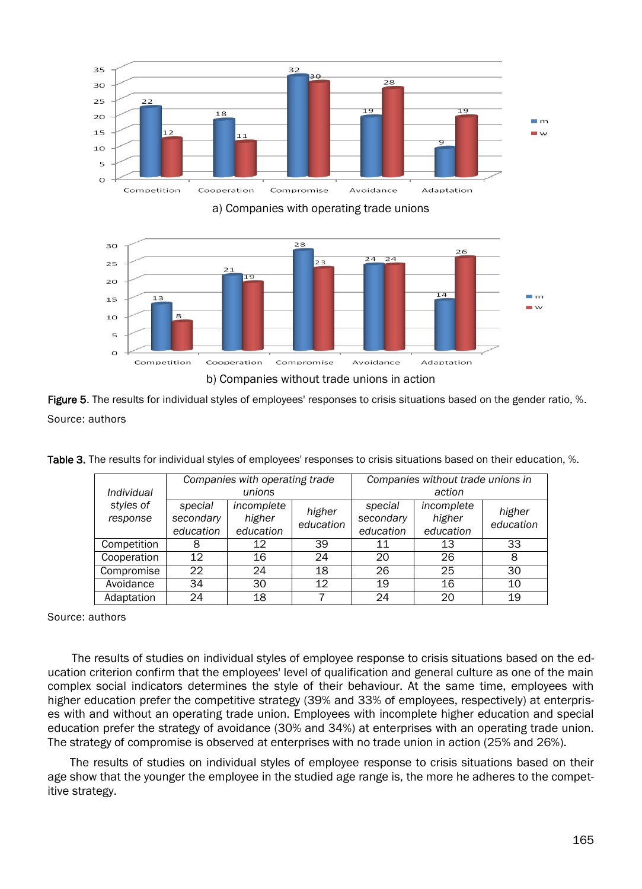a) Companies with operating trade unions

b) Companies without trade unions in action

**Figure 5**. The results for individual styles of employees' responses to crisis situations based on the gender ratio, %.

Source: authors

**Table 3.** The results for individual styles of employees' responses to crisis situations based on their education, %.

| *Individual styles of response* | *Companies with operating trade unions* | | | *Companies without trade unions in action* | | |
|---|---|---|---|---|---|---|
| | *special secondary education* | *incomplete higher education* | *higher education* | *special secondary education* | *incomplete higher education* | *higher education* |
| Competition | 8 | 12 | 39 | 11 | 13 | 33 |
| Cooperation | 12 | 16 | 24 | 20 | 26 | 8 |
| Compromise | 22 | 24 | 18 | 26 | 25 | 30 |
| Avoidance | 34 | 30 | 12 | 19 | 16 | 10 |
| Adaptation | 24 | 18 | 7 | 24 | 20 | 19 |

Source: authors

The results of studies on individual styles of employee response to crisis situations based on the education criterion confirm that the employees' level of qualification and general culture as one of the main complex social indicators determines the style of their behaviour. At the same time, employees with higher education prefer the competitive strategy (39% and 33% of employees, respectively) at enterprises with and without an operating trade union. Employees with incomplete higher education and special education prefer the strategy of avoidance (30% and 34%) at enterprises with an operating trade union. The strategy of compromise is observed at enterprises with no trade union in action (25% and 26%).

The results of studies on individual styles of employee response to crisis situations based on their age show that the younger the employee in the studied age range is, the more he adheres to the competitive strategy.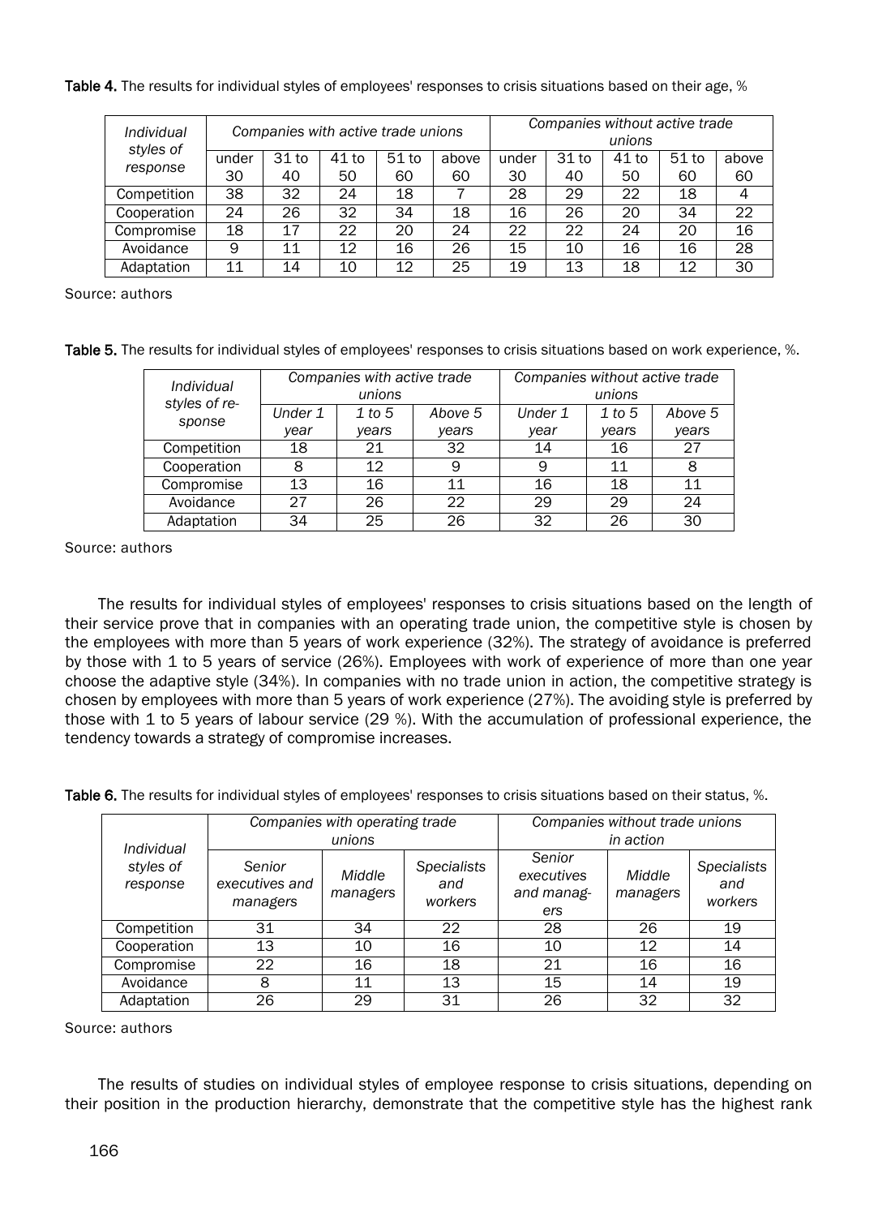**Table 4.** The results for individual styles of employees' responses to crisis situations based on their age, %

| *Individual styles of response* | *Companies with active trade unions* | | | | | *Companies without active trade unions* | | | | |
|---|---|---|---|---|---|---|---|---|---|---|
| | under 30 | 31 to 40 | 41 to 50 | 51 to 60 | above 60 | under 30 | 31 to 40 | 41 to 50 | 51 to 60 | above 60 |
| Competition | 38 | 32 | 24 | 18 | 7 | 28 | 29 | 22 | 18 | 4 |
| Cooperation | 24 | 26 | 32 | 34 | 18 | 16 | 26 | 20 | 34 | 22 |
| Compromise | 18 | 17 | 22 | 20 | 24 | 22 | 22 | 24 | 20 | 16 |
| Avoidance | 9 | 11 | 12 | 16 | 26 | 15 | 10 | 16 | 16 | 28 |
| Adaptation | 11 | 14 | 10 | 12 | 25 | 19 | 13 | 18 | 12 | 30 |

Source: authors

**Table 5.** The results for individual styles of employees' responses to crisis situations based on work experience, %.

| *Individual styles of response* | *Companies with active trade unions* | | | *Companies without active trade unions* | | |
|---|---|---|---|---|---|---|
| | *Under 1 year* | *1 to 5 years* | *Above 5 years* | *Under 1 year* | *1 to 5 years* | *Above 5 years* |
| Competition | 18 | 21 | 32 | 14 | 16 | 27 |
| Cooperation | 8 | 12 | 9 | 9 | 11 | 8 |
| Compromise | 13 | 16 | 11 | 16 | 18 | 11 |
| Avoidance | 27 | 26 | 22 | 29 | 29 | 24 |
| Adaptation | 34 | 25 | 26 | 32 | 26 | 30 |

Source: authors

The results for individual styles of employees' responses to crisis situations based on the length of their service prove that in companies with an operating trade union, the competitive style is chosen by the employees with more than 5 years of work experience (32%). The strategy of avoidance is preferred by those with 1 to 5 years of service (26%). Employees with work of experience of more than one year choose the adaptive style (34%). In companies with no trade union in action, the competitive strategy is chosen by employees with more than 5 years of work experience (27%). The avoiding style is preferred by those with 1 to 5 years of labour service (29 %). With the accumulation of professional experience, the tendency towards a strategy of compromise increases.

**Table 6.** The results for individual styles of employees' responses to crisis situations based on their status, %.

| *Individual styles of response* | *Companies with operating trade unions* | | | *Companies without trade unions in action* | | |
|---|---|---|---|---|---|---|
| | *Senior executives and managers* | *Middle managers* | *Specialists and workers* | *Senior executives and managers* | *Middle managers* | *Specialists and workers* |
| Competition | 31 | 34 | 22 | 28 | 26 | 19 |
| Cooperation | 13 | 10 | 16 | 10 | 12 | 14 |
| Compromise | 22 | 16 | 18 | 21 | 16 | 16 |
| Avoidance | 8 | 11 | 13 | 15 | 14 | 19 |
| Adaptation | 26 | 29 | 31 | 26 | 32 | 32 |

Source: authors

The results of studies on individual styles of employee response to crisis situations, depending on their position in the production hierarchy, demonstrate that the competitive style has the highest rank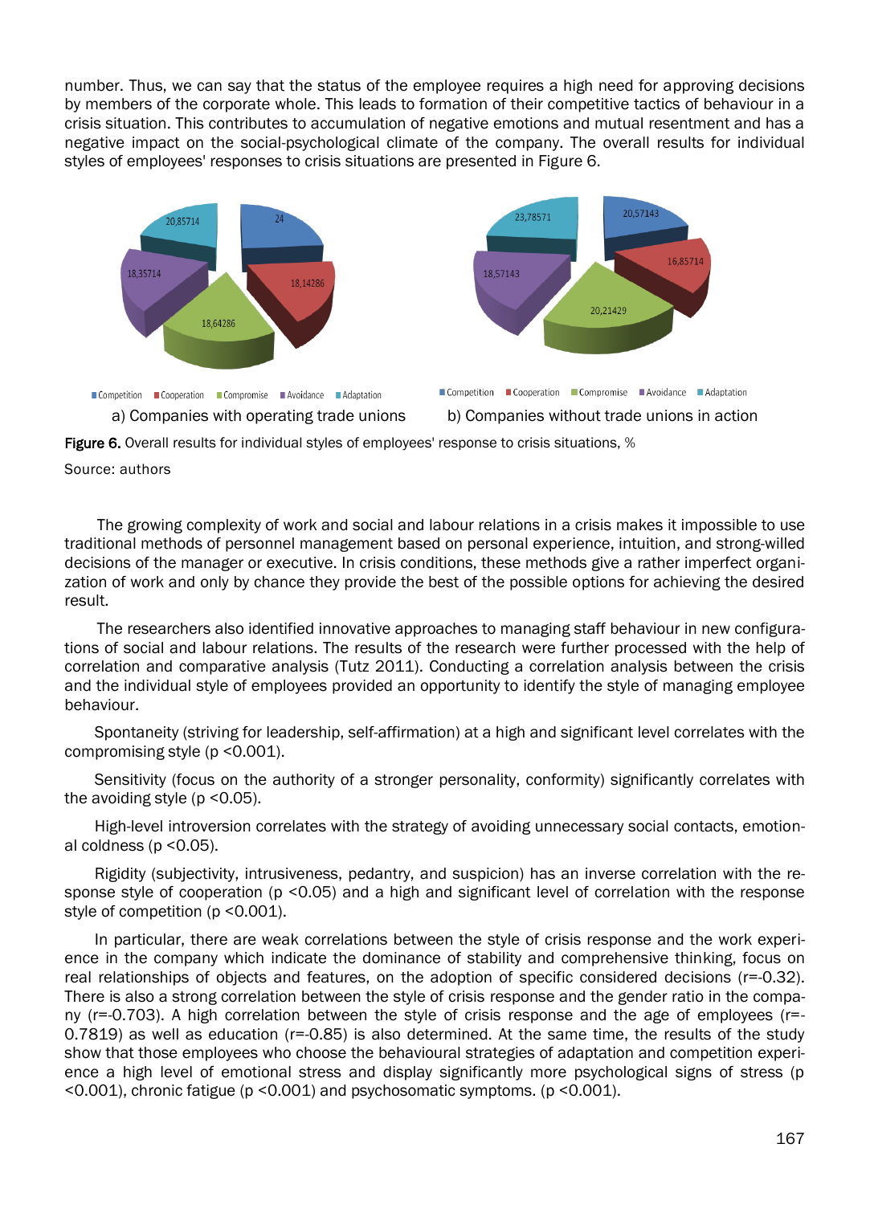number. Thus, we can say that the status of the employee requires a high need for approving decisions by members of the corporate whole. This leads to formation of their competitive tactics of behaviour in a crisis situation. This contributes to accumulation of negative emotions and mutual resentment and has a negative impact on the social-psychological climate of the company. The overall results for individual styles of employees' responses to crisis situations are presented in Figure 6.

a) Companies with operating trade unions

b) Companies without trade unions in action

**Figure 6.** Overall results for individual styles of employees' response to crisis situations, %

Source: authors

The growing complexity of work and social and labour relations in a crisis makes it impossible to use traditional methods of personnel management based on personal experience, intuition, and strong-willed decisions of the manager or executive. In crisis conditions, these methods give a rather imperfect organization of work and only by chance they provide the best of the possible options for achieving the desired result.

The researchers also identified innovative approaches to managing staff behaviour in new configurations of social and labour relations. The results of the research were further processed with the help of correlation and comparative analysis (Tutz 2011). Conducting a correlation analysis between the crisis and the individual style of employees provided an opportunity to identify the style of managing employee behaviour.

Spontaneity (striving for leadership, self-affirmation) at a high and significant level correlates with the compromising style ($p < 0.001$).

Sensitivity (focus on the authority of a stronger personality, conformity) significantly correlates with the avoiding style ($p < 0.05$).

High-level introversion correlates with the strategy of avoiding unnecessary social contacts, emotional coldness ($p < 0.05$).

Rigidity (subjectivity, intrusiveness, pedantry, and suspicion) has an inverse correlation with the response style of cooperation ($p < 0.05$) and a high and significant level of correlation with the response style of competition ($p < 0.001$).

In particular, there are weak correlations between the style of crisis response and the work experience in the company which indicate the dominance of stability and comprehensive thinking, focus on real relationships of objects and features, on the adoption of specific considered decisions ($r=-0.32$). There is also a strong correlation between the style of crisis response and the gender ratio in the company ($r=-0.703$). A high correlation between the style of crisis response and the age of employees ($r=-0.7819$) as well as education ($r=-0.85$) is also determined. At the same time, the results of the study show that those employees who choose the behavioural strategies of adaptation and competition experience a high level of emotional stress and display significantly more psychological signs of stress ($p < 0.001$), chronic fatigue ($p < 0.001$) and psychosomatic symptoms. ($p < 0.001$).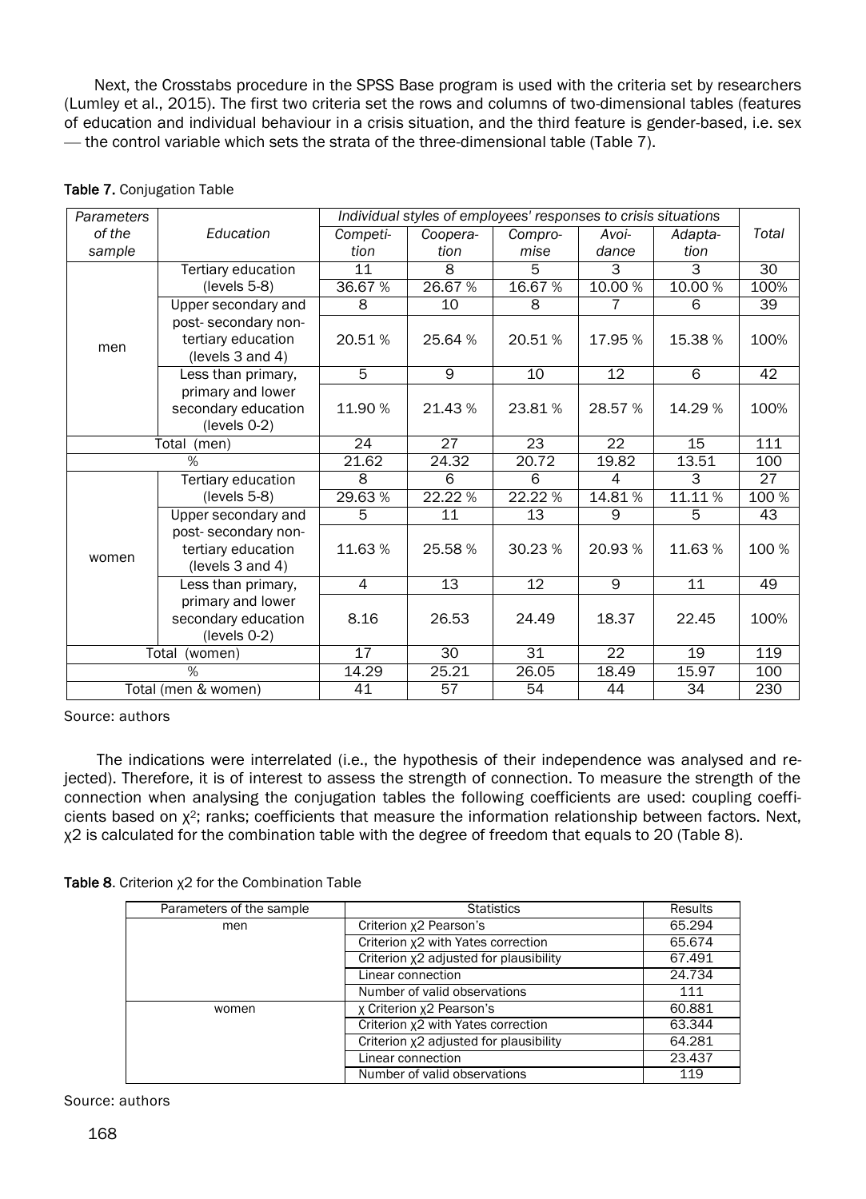Next, the Crosstabs procedure in the SPSS Base program is used with the criteria set by researchers (Lumley et al., 2015). The first two criteria set the rows and columns of two-dimensional tables (features of education and individual behaviour in a crisis situation, and the third feature is gender-based, i.e. sex — the control variable which sets the strata of the three-dimensional table (Table 7).

**Table 7.** Conjugation Table

| *Parameters of the sample* | *Education* | *Individual styles of employees' responses to crisis situations* | | | | | *Total* |
|---|---|---|---|---|---|---|---|
| | | *Competition* | *Cooperation* | *Compromise* | *Avoidance* | *Adaptation* | |
| men | Tertiary education (levels 5-8) | 11 | 8 | 5 | 3 | 3 | 30 |
| | | 36.67 % | 26.67 % | 16.67 % | 10.00 % | 10.00 % | 100% |
| | Upper secondary and post- secondary non-tertiary education (levels 3 and 4) | 8 | 10 | 8 | 7 | 6 | 39 |
| | | 20.51 % | 25.64 % | 20.51 % | 17.95 % | 15.38 % | 100% |
| | Less than primary, primary and lower secondary education (levels 0-2) | 5 | 9 | 10 | 12 | 6 | 42 |
| | | 11.90 % | 21.43 % | 23.81 % | 28.57 % | 14.29 % | 100% |
| Total (men) | | 24 | 27 | 23 | 22 | 15 | 111 |
| % | | 21.62 | 24.32 | 20.72 | 19.82 | 13.51 | 100 |
| women | Tertiary education (levels 5-8) | 8 | 6 | 6 | 4 | 3 | 27 |
| | | 29.63 % | 22.22 % | 22.22 % | 14.81 % | 11.11 % | 100 % |
| | Upper secondary and post- secondary non-tertiary education (levels 3 and 4) | 5 | 11 | 13 | 9 | 5 | 43 |
| | | 11.63 % | 25.58 % | 30.23 % | 20.93 % | 11.63 % | 100 % |
| | Less than primary, primary and lower secondary education (levels 0-2) | 4 | 13 | 12 | 9 | 11 | 49 |
| | | 8.16 | 26.53 | 24.49 | 18.37 | 22.45 | 100% |
| Total (women) | | 17 | 30 | 31 | 22 | 19 | 119 |
| % | | 14.29 | 25.21 | 26.05 | 18.49 | 15.97 | 100 |
| Total (men & women) | | 41 | 57 | 54 | 44 | 34 | 230 |

Source: authors

The indications were interrelated (i.e., the hypothesis of their independence was analysed and rejected). Therefore, it is of interest to assess the strength of connection. To measure the strength of the connection when analysing the conjugation tables the following coefficients are used: coupling coefficients based on $\chi^2$; ranks; coefficients that measure the information relationship between factors. Next, $\chi 2$ is calculated for the combination table with the degree of freedom that equals to 20 (Table 8).

**Table 8**. Criterion $\chi 2$ for the Combination Table

| Parameters of the sample | Statistics | Results |
|---|---|---|
| men | Criterion $\chi 2$ Pearson's | 65.294 |
| | Criterion $\chi 2$ with Yates correction | 65.674 |
| | Criterion $\chi 2$ adjusted for plausibility | 67.491 |
| | Linear connection | 24.734 |
| | Number of valid observations | 111 |
| women | $\chi$ Criterion $\chi 2$ Pearson's | 60.881 |
| | Criterion $\chi 2$ with Yates correction | 63.344 |
| | Criterion $\chi 2$ adjusted for plausibility | 64.281 |
| | Linear connection | 23.437 |
| | Number of valid observations | 119 |

Source: authors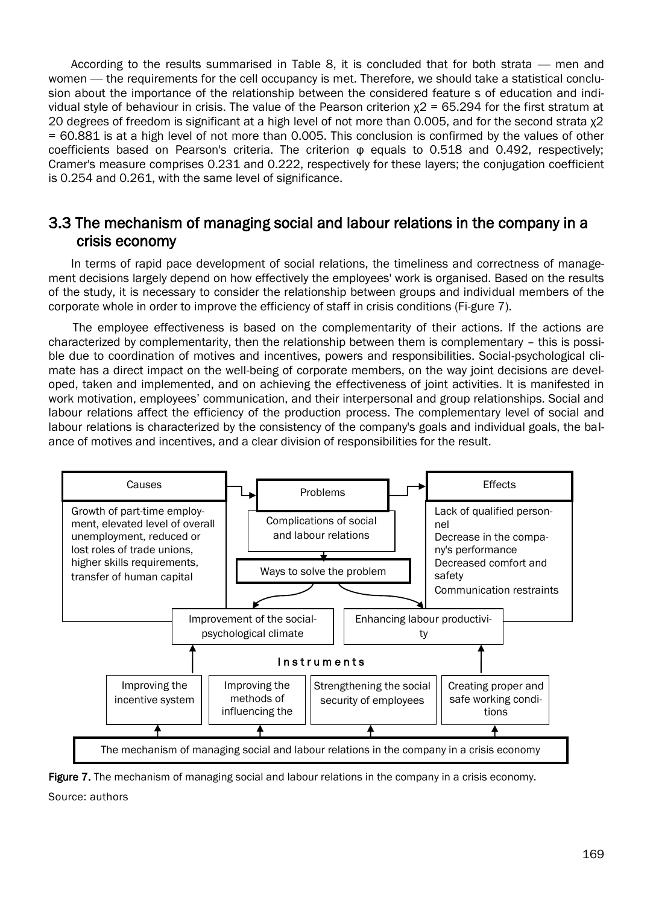According to the results summarised in Table 8, it is concluded that for both strata — men and women — the requirements for the cell occupancy is met. Therefore, we should take a statistical conclusion about the importance of the relationship between the considered feature s of education and individual style of behaviour in crisis. The value of the Pearson criterion $\chi 2$ = 65.294 for the first stratum at 20 degrees of freedom is significant at a high level of not more than 0.005, and for the second strata $\chi 2$ = 60.881 is at a high level of not more than 0.005. This conclusion is confirmed by the values of other coefficients based on Pearson's criteria. The criterion φ equals to 0.518 and 0.492, respectively; Cramer's measure comprises 0.231 and 0.222, respectively for these layers; the conjugation coefficient is 0.254 and 0.261, with the same level of significance.

## 3.3 The mechanism of managing social and labour relations in the company in a crisis economy

In terms of rapid pace development of social relations, the timeliness and correctness of management decisions largely depend on how effectively the employees' work is organised. Based on the results of the study, it is necessary to consider the relationship between groups and individual members of the corporate whole in order to improve the efficiency of staff in crisis conditions (Fi-gure 7).

The employee effectiveness is based on the complementarity of their actions. If the actions are characterized by complementarity, then the relationship between them is complementary – this is possible due to coordination of motives and incentives, powers and responsibilities. Social-psychological climate has a direct impact on the well-being of corporate members, on the way joint decisions are developed, taken and implemented, and on achieving the effectiveness of joint activities. It is manifested in work motivation, employees' communication, and their interpersonal and group relationships. Social and labour relations affect the efficiency of the production process. The complementary level of social and labour relations is characterized by the consistency of the company's goals and individual goals, the balance of motives and incentives, and a clear division of responsibilities for the result.

Causes: Growth of part-time employment, elevated level of overall unemployment, reduced or lost roles of trade unions, higher skills requirements, transfer of human capital

Problems: Complications of social and labour relations

Effects: Lack of qualified personnel; Decrease in the company's performance; Decreased comfort and safety; Communication restraints

Ways to solve the problem: Improvement of the social-psychological climate; Enhancing labour productivity

Instruments: Improving the incentive system; Improving the methods of influencing the; Strengthening the social security of employees; Creating proper and safe working conditions

The mechanism of managing social and labour relations in the company in a crisis economy

**Figure 7.** The mechanism of managing social and labour relations in the company in a crisis economy.

Source: authors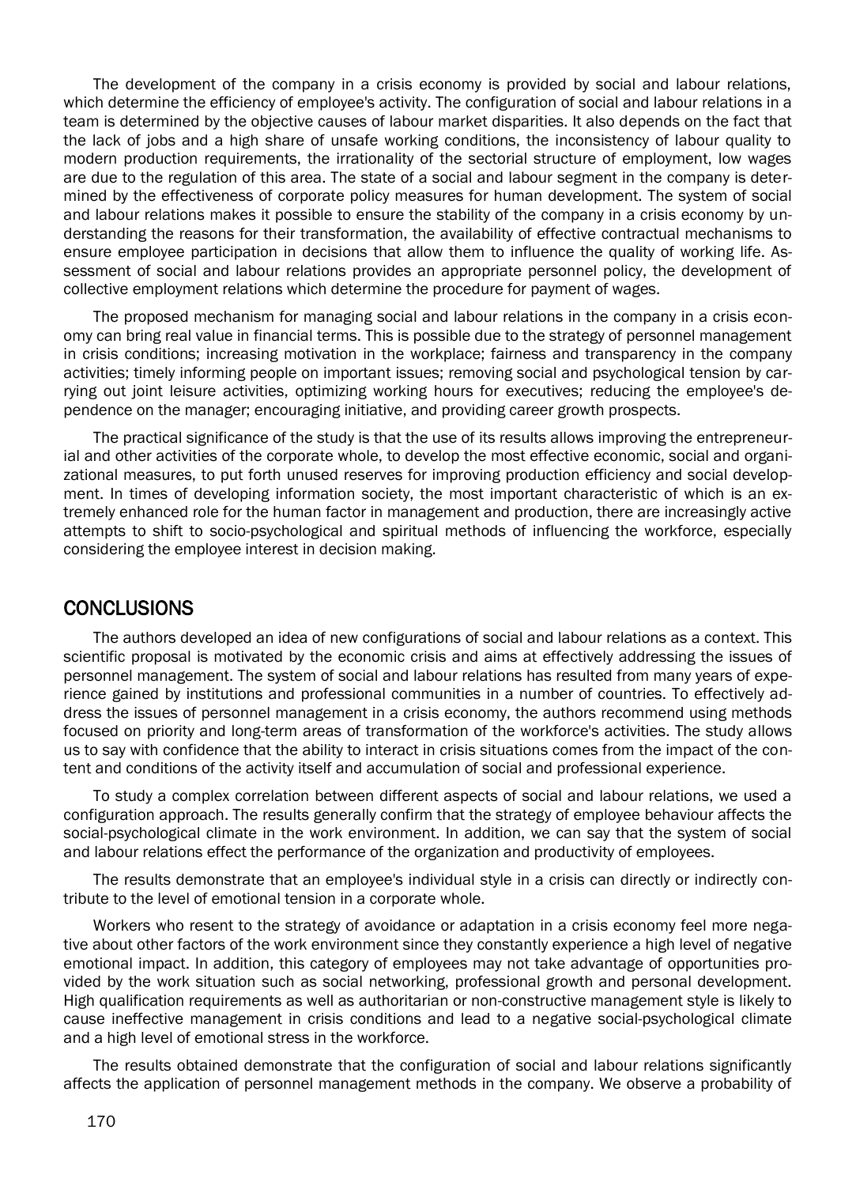The development of the company in a crisis economy is provided by social and labour relations, which determine the efficiency of employee's activity. The configuration of social and labour relations in a team is determined by the objective causes of labour market disparities. It also depends on the fact that the lack of jobs and a high share of unsafe working conditions, the inconsistency of labour quality to modern production requirements, the irrationality of the sectorial structure of employment, low wages are due to the regulation of this area. The state of a social and labour segment in the company is determined by the effectiveness of corporate policy measures for human development. The system of social and labour relations makes it possible to ensure the stability of the company in a crisis economy by understanding the reasons for their transformation, the availability of effective contractual mechanisms to ensure employee participation in decisions that allow them to influence the quality of working life. Assessment of social and labour relations provides an appropriate personnel policy, the development of collective employment relations which determine the procedure for payment of wages.

The proposed mechanism for managing social and labour relations in the company in a crisis economy can bring real value in financial terms. This is possible due to the strategy of personnel management in crisis conditions; increasing motivation in the workplace; fairness and transparency in the company activities; timely informing people on important issues; removing social and psychological tension by carrying out joint leisure activities, optimizing working hours for executives; reducing the employee's dependence on the manager; encouraging initiative, and providing career growth prospects.

The practical significance of the study is that the use of its results allows improving the entrepreneurial and other activities of the corporate whole, to develop the most effective economic, social and organizational measures, to put forth unused reserves for improving production efficiency and social development. In times of developing information society, the most important characteristic of which is an extremely enhanced role for the human factor in management and production, there are increasingly active attempts to shift to socio-psychological and spiritual methods of influencing the workforce, especially considering the employee interest in decision making.

## CONCLUSIONS

The authors developed an idea of new configurations of social and labour relations as a context. This scientific proposal is motivated by the economic crisis and aims at effectively addressing the issues of personnel management. The system of social and labour relations has resulted from many years of experience gained by institutions and professional communities in a number of countries. To effectively address the issues of personnel management in a crisis economy, the authors recommend using methods focused on priority and long-term areas of transformation of the workforce's activities. The study allows us to say with confidence that the ability to interact in crisis situations comes from the impact of the content and conditions of the activity itself and accumulation of social and professional experience.

To study a complex correlation between different aspects of social and labour relations, we used a configuration approach. The results generally confirm that the strategy of employee behaviour affects the social-psychological climate in the work environment. In addition, we can say that the system of social and labour relations effect the performance of the organization and productivity of employees.

The results demonstrate that an employee's individual style in a crisis can directly or indirectly contribute to the level of emotional tension in a corporate whole.

Workers who resent to the strategy of avoidance or adaptation in a crisis economy feel more negative about other factors of the work environment since they constantly experience a high level of negative emotional impact. In addition, this category of employees may not take advantage of opportunities provided by the work situation such as social networking, professional growth and personal development. High qualification requirements as well as authoritarian or non-constructive management style is likely to cause ineffective management in crisis conditions and lead to a negative social-psychological climate and a high level of emotional stress in the workforce.

The results obtained demonstrate that the configuration of social and labour relations significantly affects the application of personnel management methods in the company. We observe a probability of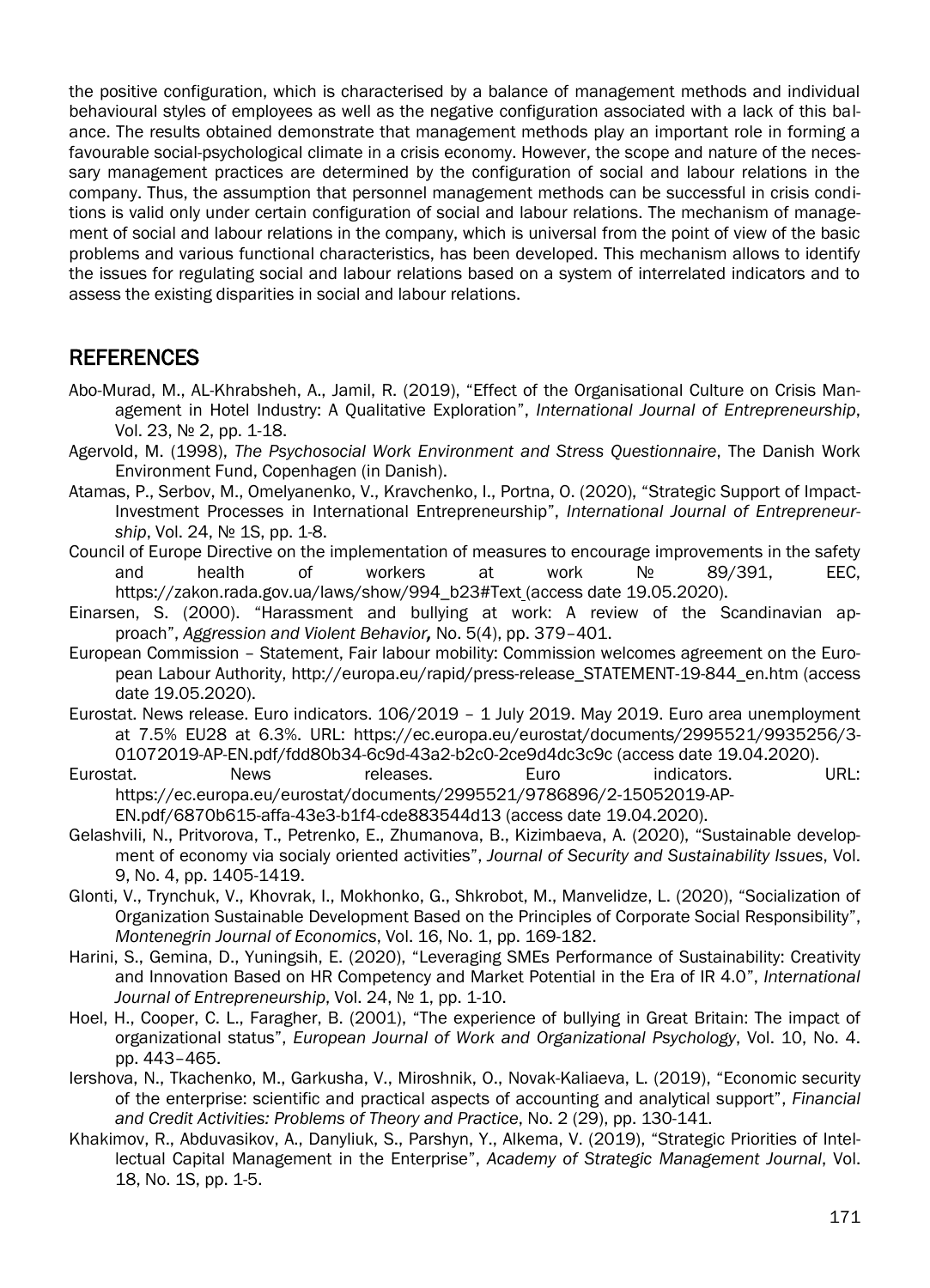the positive configuration, which is characterised by a balance of management methods and individual behavioural styles of employees as well as the negative configuration associated with a lack of this balance. The results obtained demonstrate that management methods play an important role in forming a favourable social-psychological climate in a crisis economy. However, the scope and nature of the necessary management practices are determined by the configuration of social and labour relations in the company. Thus, the assumption that personnel management methods can be successful in crisis conditions is valid only under certain configuration of social and labour relations. The mechanism of management of social and labour relations in the company, which is universal from the point of view of the basic problems and various functional characteristics, has been developed. This mechanism allows to identify the issues for regulating social and labour relations based on a system of interrelated indicators and to assess the existing disparities in social and labour relations.

## REFERENCES

Abo-Murad, M., AL-Khrabsheh, A., Jamil, R. (2019), "Effect of the Organisational Culture on Crisis Management in Hotel Industry: A Qualitative Exploration", *International Journal of Entrepreneurship*, Vol. 23, № 2, pp. 1-18.

Agervold, M. (1998), *The Psychosocial Work Environment and Stress Questionnaire*, The Danish Work Environment Fund, Copenhagen (in Danish).

Atamas, P., Serbov, M., Omelyanenko, V., Kravchenko, I., Portna, O. (2020), "Strategic Support of Impact-Investment Processes in International Entrepreneurship", *International Journal of Entrepreneurship*, Vol. 24, № 1S, pp. 1-8.

Council of Europe Directive on the implementation of measures to encourage improvements in the safety and health of workers at work № 89/391, EEC, https://zakon.rada.gov.ua/laws/show/994_b23#Text (access date 19.05.2020).

Einarsen, S. (2000). "Harassment and bullying at work: A review of the Scandinavian approach", *Aggression and Violent Behavior,* No. 5(4), pp. 379–401.

European Commission – Statement, Fair labour mobility: Commission welcomes agreement on the European Labour Authority, http://europa.eu/rapid/press-release_STATEMENT-19-844_en.htm (access date 19.05.2020).

Eurostat. News release. Euro indicators. 106/2019 – 1 July 2019. May 2019. Euro area unemployment at 7.5% EU28 at 6.3%. URL: https://ec.europa.eu/eurostat/documents/2995521/9935256/3-01072019-AP-EN.pdf/fdd80b34-6c9d-43a2-b2c0-2ce9d4dc3c9c (access date 19.04.2020).

Eurostat. News releases. Euro indicators. URL: https://ec.europa.eu/eurostat/documents/2995521/9786896/2-15052019-AP-EN.pdf/6870b615-affa-43e3-b1f4-cde883544d13 (access date 19.04.2020).

Gelashvili, N., Pritvorova, T., Petrenko, E., Zhumanova, B., Kizimbaeva, A. (2020), "Sustainable development of economy via socialy oriented activities", *Journal of Security and Sustainability Issues*, Vol. 9, No. 4, pp. 1405-1419.

Glonti, V., Trynchuk, V., Khovrak, I., Mokhonko, G., Shkrobot, M., Manvelidze, L. (2020), "Socialization of Organization Sustainable Development Based on the Principles of Corporate Social Responsibility", *Montenegrin Journal of Economics*, Vol. 16, No. 1, pp. 169-182.

Harini, S., Gemina, D., Yuningsih, E. (2020), "Leveraging SMEs Performance of Sustainability: Creativity and Innovation Based on HR Competency and Market Potential in the Era of IR 4.0", *International Journal of Entrepreneurship*, Vol. 24, № 1, pp. 1-10.

Hoel, H., Cooper, C. L., Faragher, B. (2001), "The experience of bullying in Great Britain: The impact of organizational status", *European Journal of Work and Organizational Psychology*, Vol. 10, No. 4. pp. 443–465.

Iershova, N., Tkachenko, M., Garkusha, V., Miroshnik, O., Novak-Kaliaeva, L. (2019), "Economic security of the enterprise: scientific and practical aspects of accounting and analytical support", *Financial and Credit Activities: Problems of Theory and Practice*, No. 2 (29), pp. 130-141.

Khakimov, R., Abduvasikov, A., Danyliuk, S., Parshyn, Y., Alkema, V. (2019), "Strategic Priorities of Intellectual Capital Management in the Enterprise", *Academy of Strategic Management Journal*, Vol. 18, No. 1S, pp. 1-5.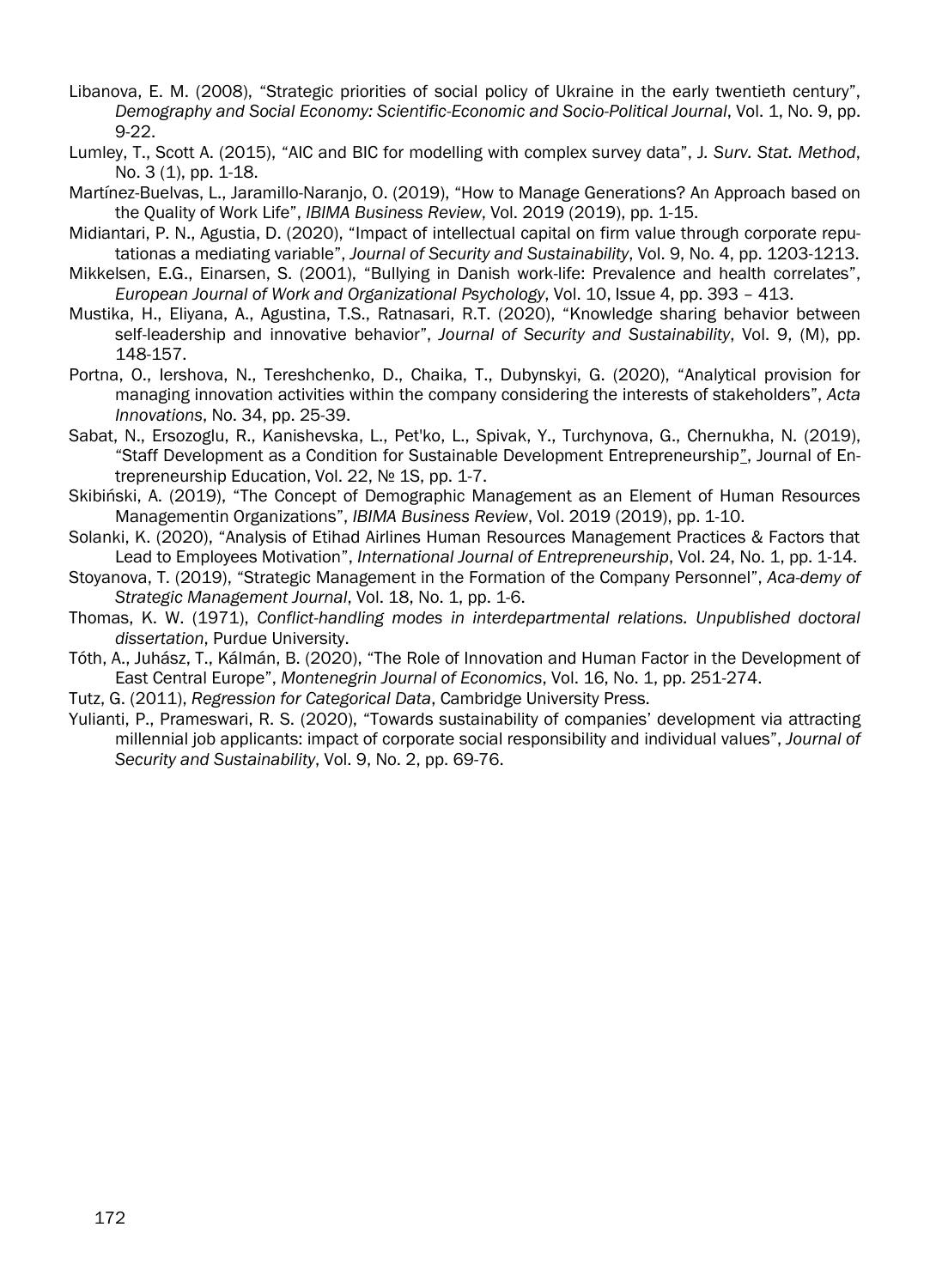Libanova, E. M. (2008), "Strategic priorities of social policy of Ukraine in the early twentieth century", *Demography and Social Economy: Scientific-Economic and Socio-Political Journal*, Vol. 1, No. 9, pp. 9-22.

Lumley, T., Scott A. (2015), "AIC and BIC for modelling with complex survey data", *J. Surv. Stat. Method*, No. 3 (1), pp. 1-18.

Martínez-Buelvas, L., Jaramillo-Naranjo, O. (2019), "How to Manage Generations? An Approach based on the Quality of Work Life", *IBIMA Business Review*, Vol. 2019 (2019), pp. 1-15.

Midiantari, P. N., Agustia, D. (2020), "Impact of intellectual capital on firm value through corporate reputationas a mediating variable", *Journal of Security and Sustainability*, Vol. 9, No. 4, pp. 1203-1213.

Mikkelsen, E.G., Einarsen, S. (2001), "Bullying in Danish work-life: Prevalence and health correlates", *European Journal of Work and Organizational Psychology*, Vol. 10, Issue 4, pp. 393 – 413.

Mustika, H., Eliyana, A., Agustina, T.S., Ratnasari, R.T. (2020), "Knowledge sharing behavior between self-leadership and innovative behavior", *Journal of Security and Sustainability*, Vol. 9, (M), pp. 148-157.

Portna, O., Iershova, N., Tereshchenko, D., Chaika, T., Dubynskyi, G. (2020), "Analytical provision for managing innovation activities within the company considering the interests of stakeholders", *Acta Innovations*, No. 34, pp. 25-39.

Sabat, N., Ersozoglu, R., Kanishevska, L., Pet'ko, L., Spivak, Y., Turchynova, G., Chernukha, N. (2019), "Staff Development as a Condition for Sustainable Development Entrepreneurship", Journal of Entrepreneurship Education, Vol. 22, № 1S, pp. 1-7.

Skibiński, A. (2019), "The Concept of Demographic Management as an Element of Human Resources Managementin Organizations", *IBIMA Business Review*, Vol. 2019 (2019), pp. 1-10.

Solanki, K. (2020), "Analysis of Etihad Airlines Human Resources Management Practices & Factors that Lead to Employees Motivation", *International Journal of Entrepreneurship*, Vol. 24, No. 1, pp. 1-14.

Stoyanova, T. (2019), "Strategic Management in the Formation of the Company Personnel", *Aca-demy of Strategic Management Journal*, Vol. 18, No. 1, pp. 1-6.

Thomas, K. W. (1971), *Conflict-handling modes in interdepartmental relations. Unpublished doctoral dissertation*, Purdue University.

Tóth, A., Juhász, T., Kálmán, B. (2020), "The Role of Innovation and Human Factor in the Development of East Central Europe", *Montenegrin Journal of Economics*, Vol. 16, No. 1, pp. 251-274.

Tutz, G. (2011), *Regression for Categorical Data*, Cambridge University Press.

Yulianti, P., Prameswari, R. S. (2020), "Towards sustainability of companies' development via attracting millennial job applicants: impact of corporate social responsibility and individual values", *Journal of Security and Sustainability*, Vol. 9, No. 2, pp. 69-76.